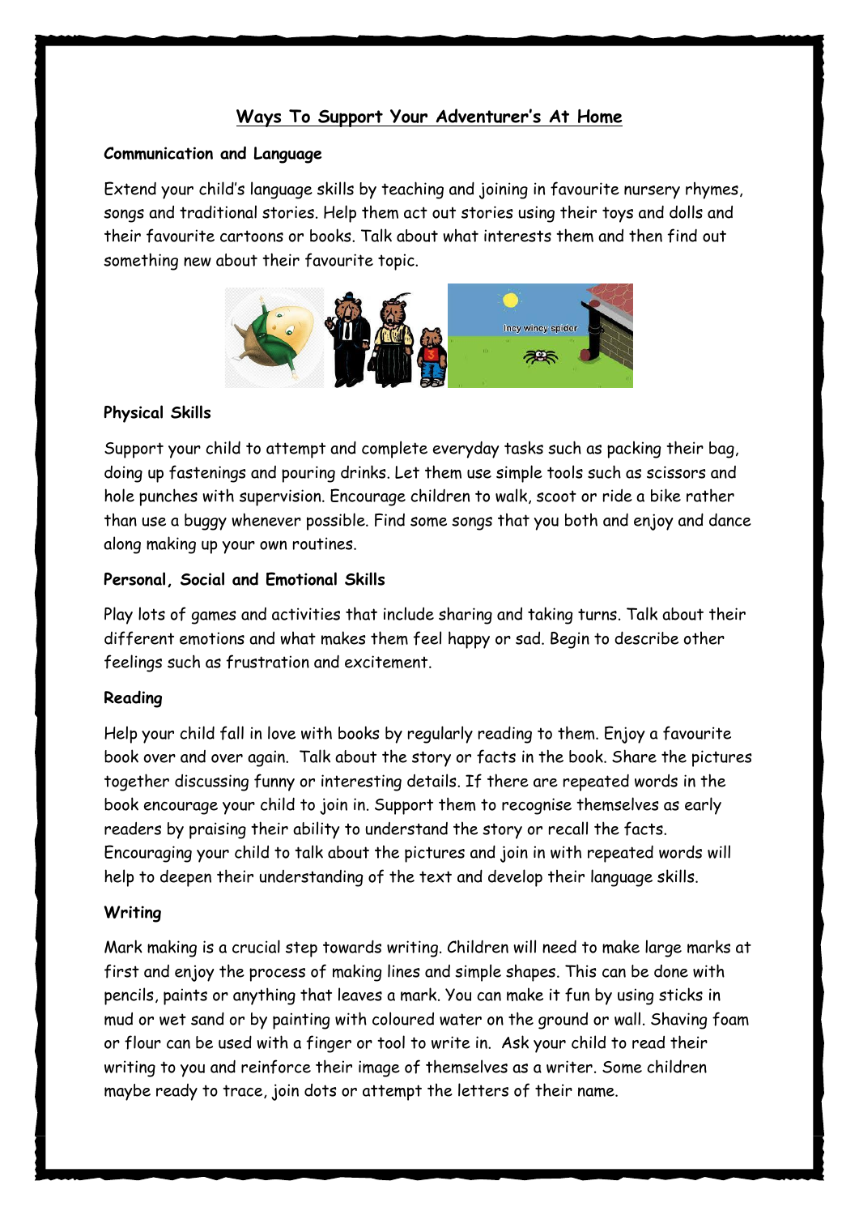# Ways To Support Your Adventurer's At Home

**Communication and Language**

Extend your child's language skills by teaching and joining in favourite nursery rhymes, songs and traditional stories. Help them act out stories using their toys and dolls and their favourite cartoons or books. Talk about what interests them and then find out something new about their favourite topic.

**Physical Skills**

Support your child to attempt and complete everyday tasks such as packing their bag, doing up fastenings and pouring drinks. Let them use simple tools such as scissors and hole punches with supervision. Encourage children to walk, scoot or ride a bike rather than use a buggy whenever possible. Find some songs that you both and enjoy and dance along making up your own routines.

**Personal, Social and Emotional Skills**

Play lots of games and activities that include sharing and taking turns. Talk about their different emotions and what makes them feel happy or sad. Begin to describe other feelings such as frustration and excitement.

**Reading**

Help your child fall in love with books by regularly reading to them. Enjoy a favourite book over and over again. Talk about the story or facts in the book. Share the pictures together discussing funny or interesting details. If there are repeated words in the book encourage your child to join in. Support them to recognise themselves as early readers by praising their ability to understand the story or recall the facts. Encouraging your child to talk about the pictures and join in with repeated words will help to deepen their understanding of the text and develop their language skills.

**Writing**

Mark making is a crucial step towards writing. Children will need to make large marks at first and enjoy the process of making lines and simple shapes. This can be done with pencils, paints or anything that leaves a mark. You can make it fun by using sticks in mud or wet sand or by painting with coloured water on the ground or wall. Shaving foam or flour can be used with a finger or tool to write in. Ask your child to read their writing to you and reinforce their image of themselves as a writer. Some children maybe ready to trace, join dots or attempt the letters of their name.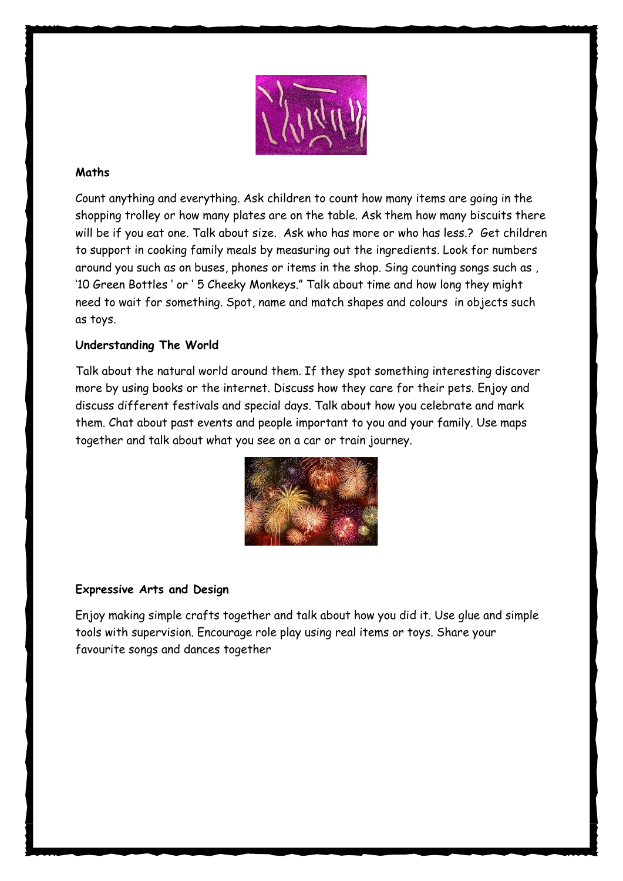**Maths**

Count anything and everything. Ask children to count how many items are going in the shopping trolley or how many plates are on the table. Ask them how many biscuits there will be if you eat one. Talk about size. Ask who has more or who has less.? Get children to support in cooking family meals by measuring out the ingredients. Look for numbers around you such as on buses, phones or items in the shop. Sing counting songs such as , '10 Green Bottles ' or ' 5 Cheeky Monkeys." Talk about time and how long they might need to wait for something. Spot, name and match shapes and colours in objects such as toys.

**Understanding The World**

Talk about the natural world around them. If they spot something interesting discover more by using books or the internet. Discuss how they care for their pets. Enjoy and discuss different festivals and special days. Talk about how you celebrate and mark them. Chat about past events and people important to you and your family. Use maps together and talk about what you see on a car or train journey.

**Expressive Arts and Design**

Enjoy making simple crafts together and talk about how you did it. Use glue and simple tools with supervision. Encourage role play using real items or toys. Share your favourite songs and dances together